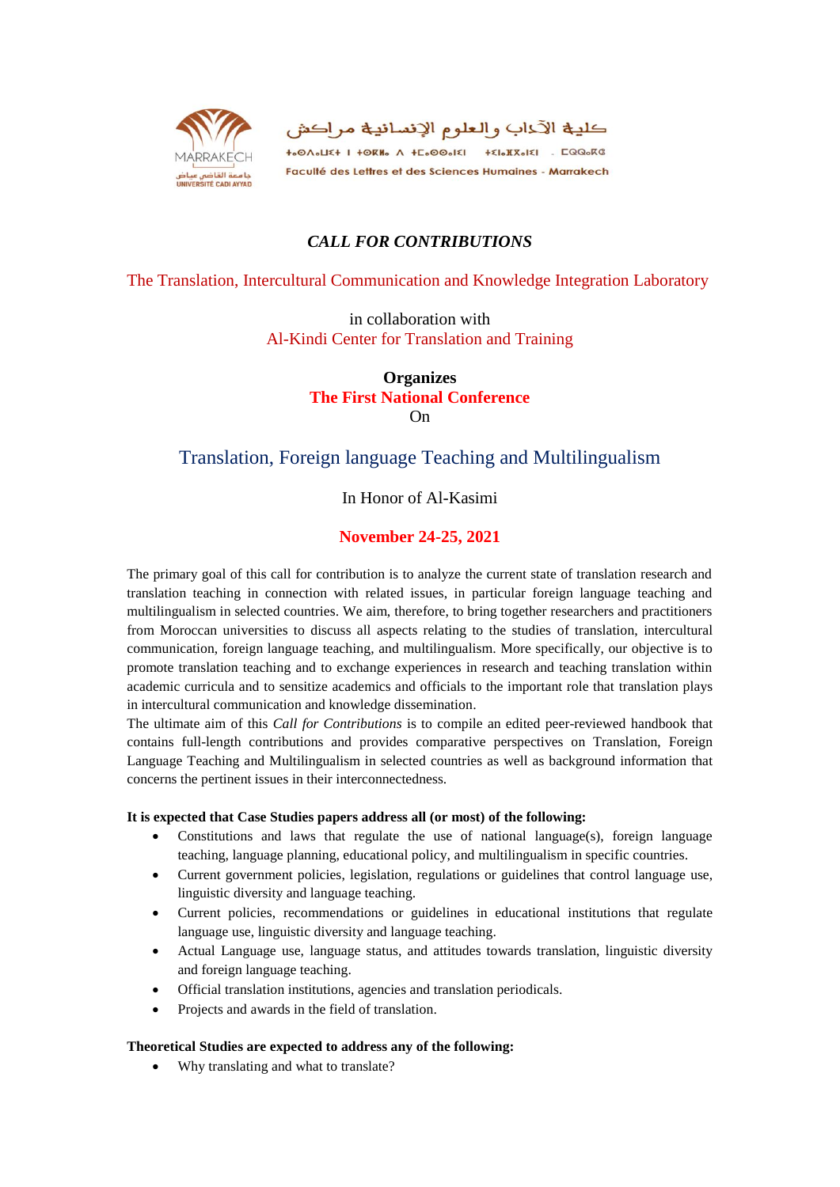كلية الآداب والعلوم الإنسانية مراكش

Faculté des Lettres et des Sciences Humaines - Marrakech

*CALL FOR CONTRIBUTIONS*

The Translation, Intercultural Communication and Knowledge Integration Laboratory

in collaboration with

Al-Kindi Center for Translation and Training

**Organizes**

**The First National Conference**

On

# Translation, Foreign language Teaching and Multilingualism

In Honor of Al-Kasimi

**November 24-25, 2021**

The primary goal of this call for contribution is to analyze the current state of translation research and translation teaching in connection with related issues, in particular foreign language teaching and multilingualism in selected countries. We aim, therefore, to bring together researchers and practitioners from Moroccan universities to discuss all aspects relating to the studies of translation, intercultural communication, foreign language teaching, and multilingualism. More specifically, our objective is to promote translation teaching and to exchange experiences in research and teaching translation within academic curricula and to sensitize academics and officials to the important role that translation plays in intercultural communication and knowledge dissemination.

The ultimate aim of this *Call for Contributions* is to compile an edited peer-reviewed handbook that contains full-length contributions and provides comparative perspectives on Translation, Foreign Language Teaching and Multilingualism in selected countries as well as background information that concerns the pertinent issues in their interconnectedness.

**It is expected that Case Studies papers address all (or most) of the following:**

- Constitutions and laws that regulate the use of national language(s), foreign language teaching, language planning, educational policy, and multilingualism in specific countries.
- Current government policies, legislation, regulations or guidelines that control language use, linguistic diversity and language teaching.
- Current policies, recommendations or guidelines in educational institutions that regulate language use, linguistic diversity and language teaching.
- Actual Language use, language status, and attitudes towards translation, linguistic diversity and foreign language teaching.
- Official translation institutions, agencies and translation periodicals.
- Projects and awards in the field of translation.

**Theoretical Studies are expected to address any of the following:**

- Why translating and what to translate?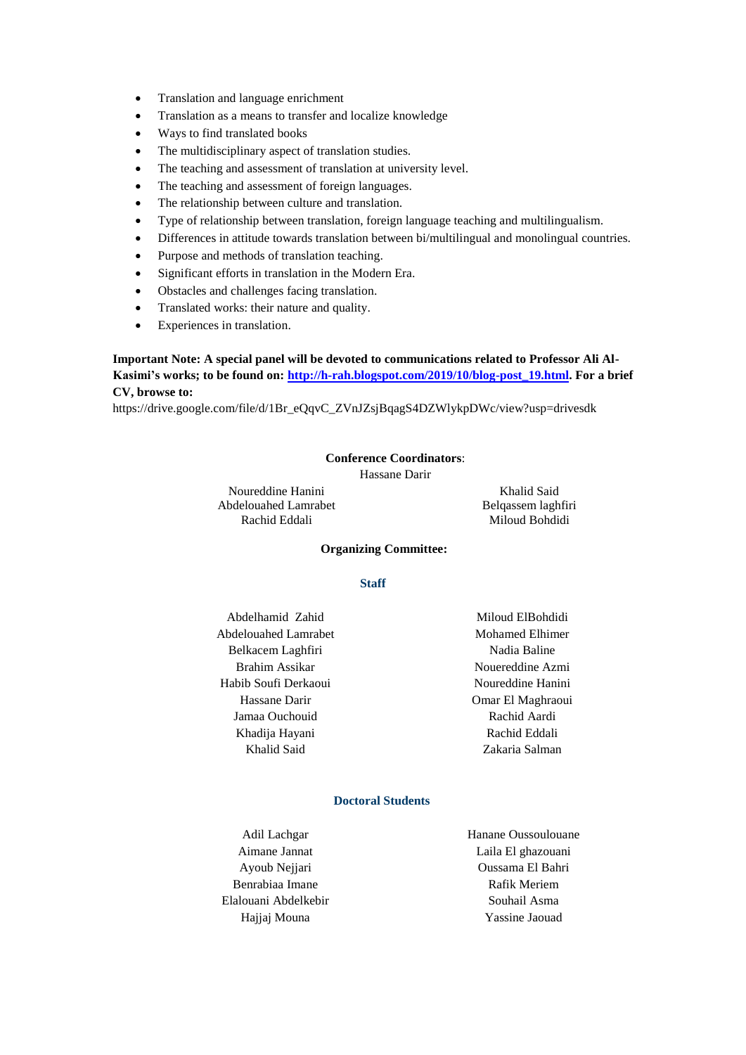- Translation and language enrichment
- Translation as a means to transfer and localize knowledge
- Ways to find translated books
- The multidisciplinary aspect of translation studies.
- The teaching and assessment of translation at university level.
- The teaching and assessment of foreign languages.
- The relationship between culture and translation.
- Type of relationship between translation, foreign language teaching and multilingualism.
- Differences in attitude towards translation between bi/multilingual and monolingual countries.
- Purpose and methods of translation teaching.
- Significant efforts in translation in the Modern Era.
- Obstacles and challenges facing translation.
- Translated works: their nature and quality.
- Experiences in translation.

**Important Note: A special panel will be devoted to communications related to Professor Ali Al-Kasimi's works; to be found on: [http://h-rah.blogspot.com/2019/10/blog-post_19.html](http://h-rah.blogspot.com/2019/10/blog-post_19.html). For a brief CV, browse to:**
https://drive.google.com/file/d/1Br_eQqvC_ZVnJZsjBqagS4DZWlykpDWc/view?usp=drivesdk

**Conference Coordinators**:

Hassane Darir

Noureddine Hanini
Abdelouahed Lamrabet
Rachid Eddali

Khalid Said
Belqassem laghfiri
Miloud Bohdidi

**Organizing Committee:**

**Staff**

Abdelhamid Zahid
Abdelouahed Lamrabet
Belkacem Laghfiri
Brahim Assikar
Habib Soufi Derkaoui
Hassane Darir
Jamaa Ouchouid
Khadija Hayani
Khalid Said

Miloud ElBohdidi
Mohamed Elhimer
Nadia Baline
Nouereddine Azmi
Noureddine Hanini
Omar El Maghraoui
Rachid Aardi
Rachid Eddali
Zakaria Salman

**Doctoral Students**

Adil Lachgar
Aimane Jannat
Ayoub Nejjari
Benrabiaa Imane
Elalouani Abdelkebir
Hajjaj Mouna

Hanane Oussoulouane
Laila El ghazouani
Oussama El Bahri
Rafik Meriem
Souhail Asma
Yassine Jaouad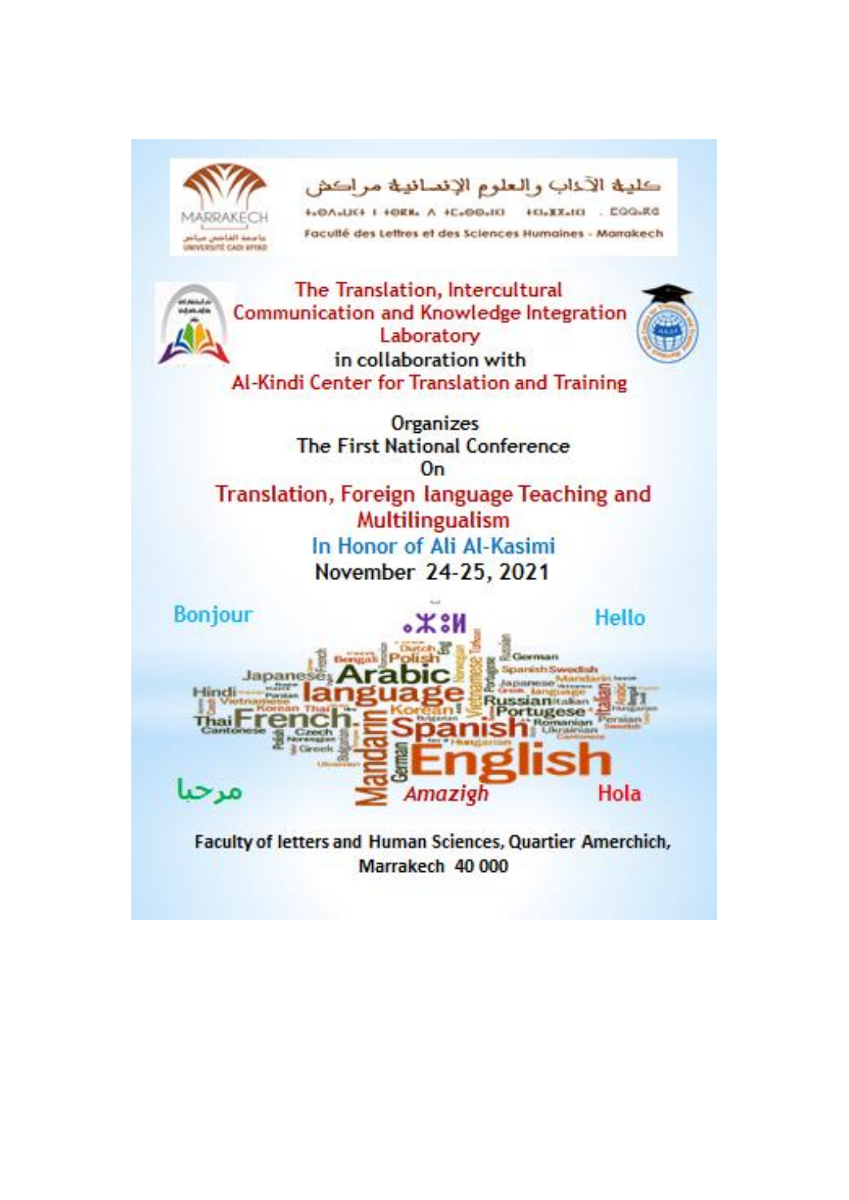كلية الآداب والعلوم الإنسانية مراكش

ⵜⴰⵙⴷⴰⵡⵉⵜ ⵏ ⵜⵓⵙⵙⵏⴰ ⴷ ⵜⵎⴰⵙⵙⵉⵏ ⵜⵉⵏⵎⵍⴰⵏⵉⵏ . ⵎⵕⵕⴰⴽⵛ

Faculté des Lettres et des Sciences Humaines - Marrakech

The Translation, Intercultural Communication and Knowledge Integration Laboratory
in collaboration with
Al-Kindi Center for Translation and Training

Organizes
The First National Conference
On

# Translation, Foreign language Teaching and Multilingualism

## In Honor of Ali Al-Kasimi

November 24-25, 2021

Bonjour ⴰⵣⵓⵍ Hello

مرحبا Amazigh Hola

Faculty of letters and Human Sciences, Quartier Amerchich, Marrakech 40 000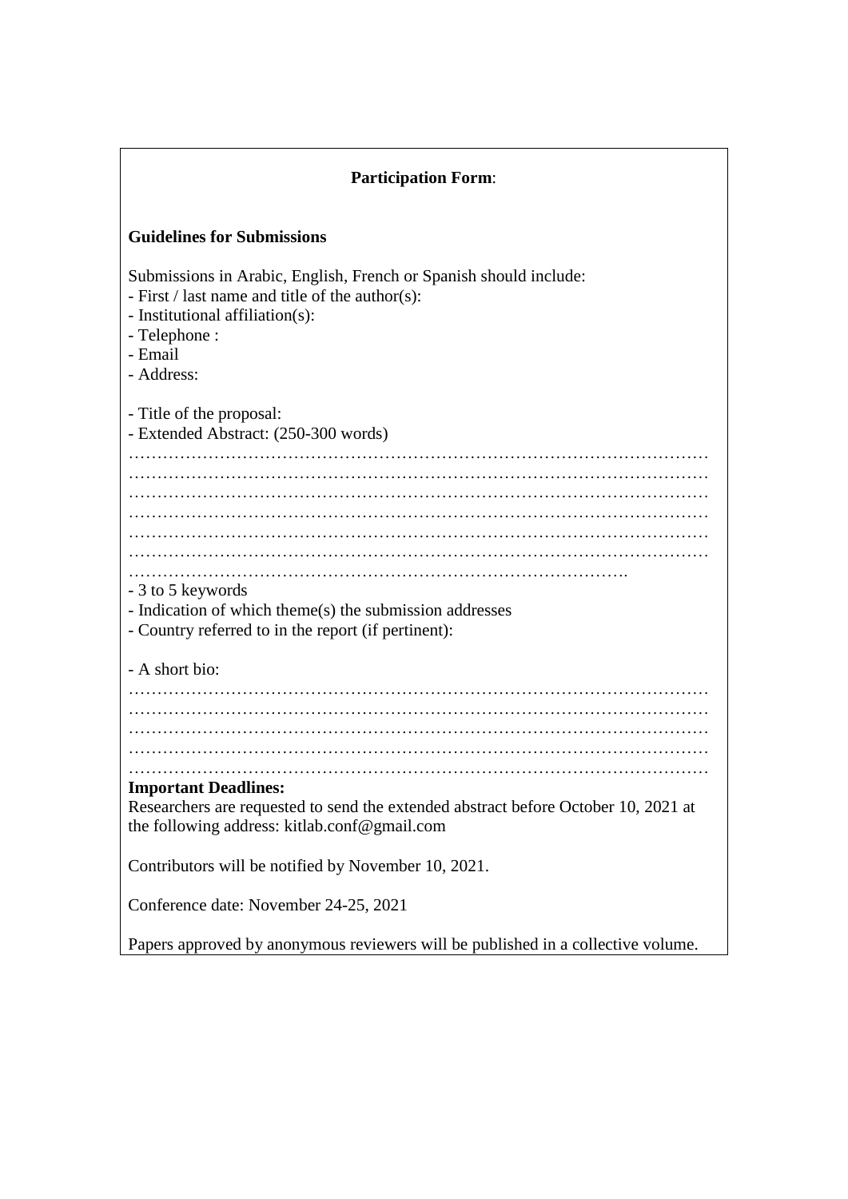**Participation Form**:

**Guidelines for Submissions**

Submissions in Arabic, English, French or Spanish should include:
- First / last name and title of the author(s):
- Institutional affiliation(s):
- Telephone :
- Email
- Address:

- Title of the proposal:
- Extended Abstract: (250-300 words)

…………………………………………………………………………………………
…………………………………………………………………………………………
…………………………………………………………………………………………
…………………………………………………………………………………………
…………………………………………………………………………………………
…………………………………………………………………………………………
…………………………………………………………………………….

- 3 to 5 keywords
- Indication of which theme(s) the submission addresses
- Country referred to in the report (if pertinent):

- A short bio:

…………………………………………………………………………………………
…………………………………………………………………………………………
…………………………………………………………………………………………
…………………………………………………………………………………………
…………………………………………………………………………………………

**Important Deadlines:**

Researchers are requested to send the extended abstract before October 10, 2021 at the following address: kitlab.conf@gmail.com

Contributors will be notified by November 10, 2021.

Conference date: November 24-25, 2021

Papers approved by anonymous reviewers will be published in a collective volume.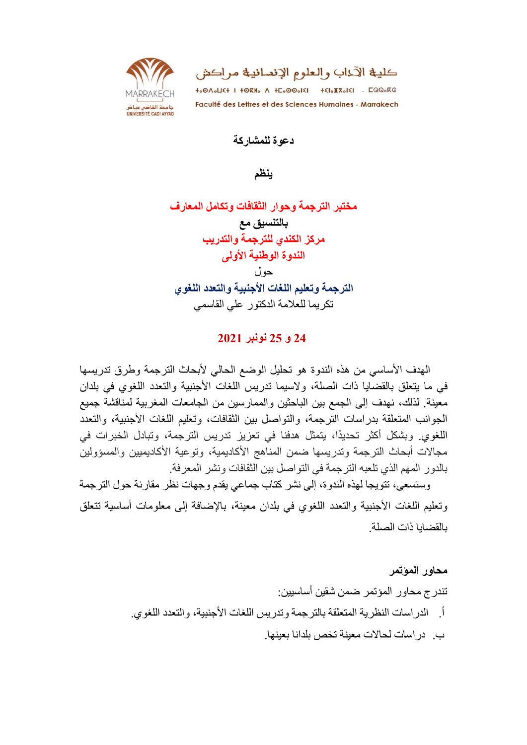كلية الآداب والعلوم الإنسانية مراكش

ⵜⴰⵙⴷⴰⵡⵉⵜ ⵏ ⵜⵎⵙⵏⴰ ⴷ ⵜⵓⵙⵙⵏⴰ ⵜⵉⵏⴰⴳⵎⴰⵏⵉⵏ - ⵎⵕⵕⴰⴽⵛ

Faculté des Lettres et des Sciences Humaines - Marrakech

MARRAKECH
جامعة القاضي عياض
UNIVERSITÉ CADI AYYAD

**دعوة للمشاركة**

**ينظم**

**مختبر الترجمة وحوار الثقافات وتكامل المعارف**

**بالتنسيق مع**

**مركز الكندي للترجمة والتدريب**

**الندوة الوطنية الأولى**

حول

**الترجمة وتعليم اللغات الأجنبية والتعدد اللغوي**

تكريما للعلامة الدكتور علي القاسمي

**24 و 25 نونبر 2021**

الهدف الأساسي من هذه الندوة هو تحليل الوضع الحالي لأبحاث الترجمة وطرق تدريسها في ما يتعلق بالقضايا ذات الصلة، ولاسيما تدريس اللغات الأجنبية والتعدد اللغوي في بلدان معينة. لذلك، نهدف إلى الجمع بين الباحثين والممارسين من الجامعات المغربية لمناقشة جميع الجوانب المتعلقة بدراسات الترجمة، والتواصل بين الثقافات، وتعليم اللغات الأجنبية، والتعدد اللغوي. وبشكل أكثر تحديدًا، يتمثل هدفنا في تعزيز تدريس الترجمة، وتبادل الخبرات في مجالات أبحاث الترجمة وتدريسها ضمن المناهج الأكاديمية، وتوعية الأكاديميين والمسؤولين بالدور المهم الذي تلعبه الترجمة في التواصل بين الثقافات ونشر المعرفة.

وسنسعى، تتويجا لهذه الندوة، إلى نشر كتاب جماعي يقدم وجهات نظر مقارنة حول الترجمة وتعليم اللغات الأجنبية والتعدد اللغوي في بلدان معينة، بالإضافة إلى معلومات أساسية تتعلق بالقضايا ذات الصلة.

**محاور المؤتمر**

تندرج محاور المؤتمر ضمن شقين أساسيين:

أ. الدراسات النظرية المتعلقة بالترجمة وتدريس اللغات الأجنبية، والتعدد اللغوي.

ب. دراسات لحالات معينة تخص بلدانا بعينها.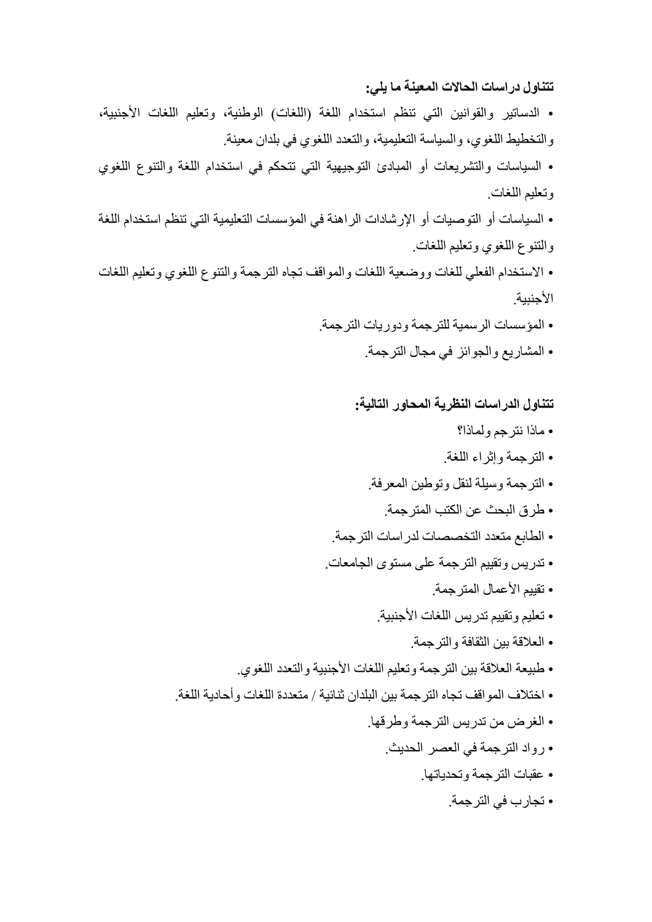**تتناول دراسات الحالات المعينة ما يلي:**

- الدساتير والقوانين التي تنظم استخدام اللغة (اللغات) الوطنية، وتعليم اللغات الأجنبية، والتخطيط اللغوي، والسياسة التعليمية، والتعدد اللغوي في بلدان معينة.
- السياسات والتشريعات أو المبادئ التوجيهية التي تتحكم في استخدام اللغة والتنوع اللغوي وتعليم اللغات.
- السياسات أو التوصيات أو الإرشادات الراهنة في المؤسسات التعليمية التي تنظم استخدام اللغة والتنوع اللغوي وتعليم اللغات.
- الاستخدام الفعلي للغات ووضعية اللغات والمواقف تجاه الترجمة والتنوع اللغوي وتعليم اللغات الأجنبية.
- المؤسسات الرسمية للترجمة ودوريات الترجمة.
- المشاريع والجوائز في مجال الترجمة.

**تتناول الدراسات النظرية المحاور التالية:**

- ماذا نترجم ولماذا؟
- الترجمة وإثراء اللغة.
- الترجمة وسيلة لنقل وتوطين المعرفة.
- طرق البحث عن الكتب المترجمة.
- الطابع متعدد التخصصات لدراسات الترجمة.
- تدريس وتقييم الترجمة على مستوى الجامعات.
- تقييم الأعمال المترجمة.
- تعليم وتقييم تدريس اللغات الأجنبية.
- العلاقة بين الثقافة والترجمة.
- طبيعة العلاقة بين الترجمة وتعليم اللغات الأجنبية والتعدد اللغوي.
- اختلاف المواقف تجاه الترجمة بين البلدان ثنائية / متعددة اللغات وأحادية اللغة.
- الغرض من تدريس الترجمة وطرقها.
- رواد الترجمة في العصر الحديث.
- عقبات الترجمة وتحدياتها.
- تجارب في الترجمة.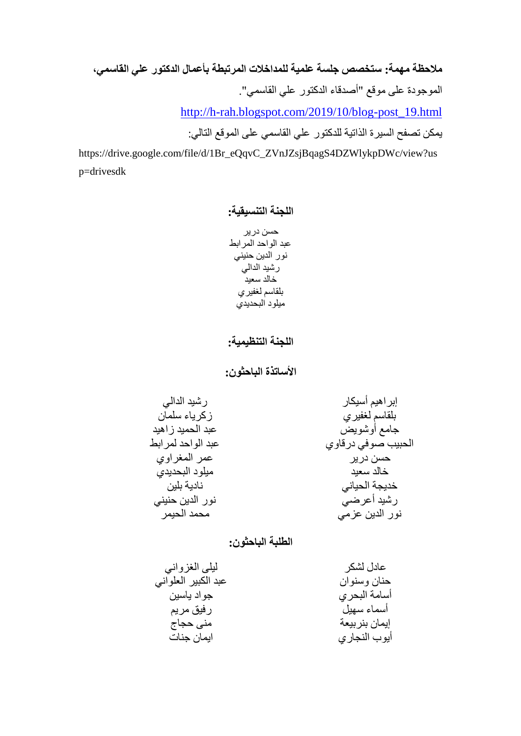**ملاحظة مهمة: ستخصص جلسة علمية للمداخلات المرتبطة بأعمال الدكتور علي القاسمي،**

الموجودة على موقع "أصدقاء الدكتور علي القاسمي".

http://h-rah.blogspot.com/2019/10/blog-post_19.html

يمكن تصفح السيرة الذاتية للدكتور علي القاسمي على الموقع التالي:

https://drive.google.com/file/d/1Br_eQqvC_ZVnJZsjBqagS4DZWlykpDWc/view?usp=drivesdk

## اللجنة التنسيقية:

حسن درير
عبد الواحد المرابط
نور الدين حنيني
رشيد الدالي
خالد سعيد
بلقاسم لغفيري
ميلود البحديدي

## اللجنة التنظيمية:

### الأساتذة الباحثون:

إبراهيم أسيكار
بلقاسم لغفيري
جامع أوشويض
الحبيب صوفي درقاوي
حسن درير
خالد سعيد
خديجة الحياني
رشيد أعرضي
نور الدين عزمي

رشيد الدالي
زكرياء سلمان
عبد الحميد زاهيد
عبد الواحد لمرابط
عمر المغراوي
ميلود البحديدي
نادية بلين
نور الدين حنيني
محمد الحيمر

### الطلبة الباحثون:

عادل لشكر
حنان وسنوان
أسامة البحري
أسماء سهيل
إيمان بنربيعة
أيوب النجاري

ليلى الغزواني
عبد الكبير العلواني
جواد ياسين
رفيق مريم
منى حجاج
ايمان جنات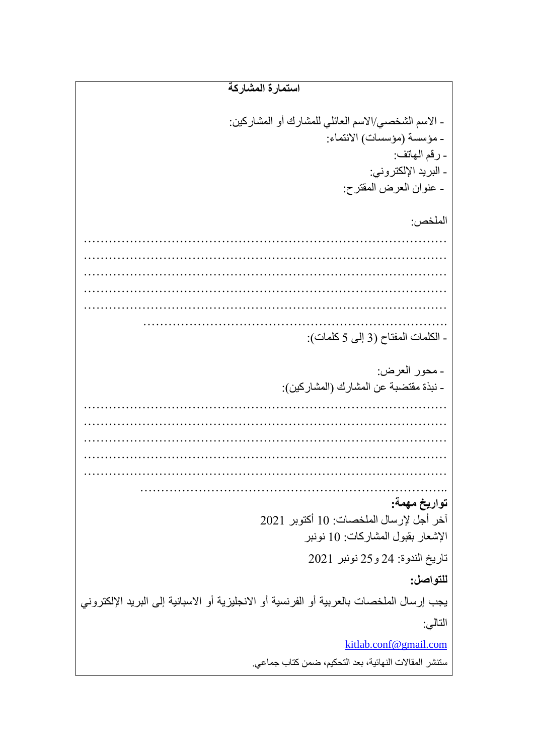**استمارة المشاركة**

- الاسم الشخصي/الاسم العائلي للمشارك أو المشاركين:
- مؤسسة (مؤسسات) الانتماء:
- رقم الهاتف:
- البريد الإلكتروني:
- عنوان العرض المقترح:

الملخص:

………………………………………………………………………………
………………………………………………………………………………
………………………………………………………………………………
………………………………………………………………………………
………………………………………………………………………………
……………………………………………………………………

- الكلمات المفتاح (3 إلى 5 كلمات):

- محور العرض:
- نبذة مقتضبة عن المشارك (المشاركين):

………………………………………………………………………………
………………………………………………………………………………
………………………………………………………………………………
………………………………………………………………………………
………………………………………………………………………………
……………………………………………………………………..

**تواريخ مهمة:**

آخر أجل لإرسال الملخصات: 10 أكتوبر 2021

الإشعار بقبول المشاركات: 10 نونبر

تاريخ الندوة: 24 و25 نونبر 2021

**للتواصل:**

يجب إرسال الملخصات بالعربية أو الفرنسية أو الانجليزية أو الاسبانية إلى البريد الإلكتروني التالي:

kitlab.conf@gmail.com

ستنشر المقالات النهائية، بعد التحكيم، ضمن كتاب جماعي.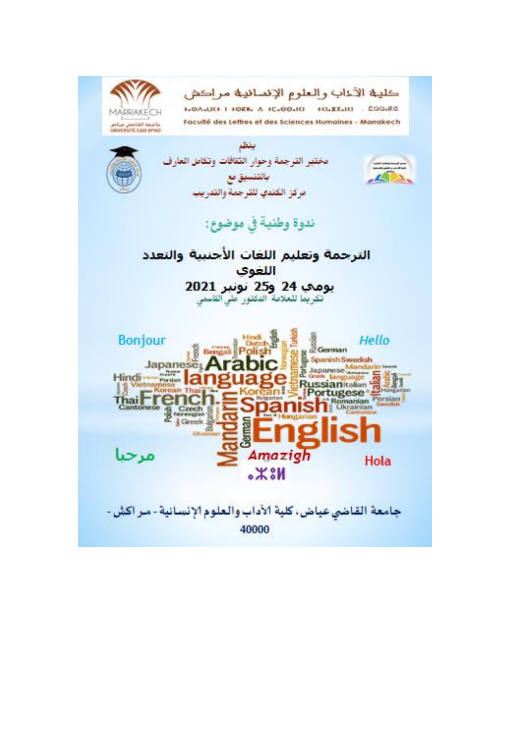كلية الآداب والعلوم الإنسانية مراكش

ⵜⴰⵙⴷⵍⵉⵙⵜ ⵏ ⵜⵙⴽⵍⴰ ⴷ ⵜⵎⴰⵙⵙⴰⵏⵉⵏ ⵜⵉⵏⵎⴷⵏⴰⵏⵉⵏ - ⵎⵕⵕⴰⴽⵛ

Faculté des Lettres et des Sciences Humaines - Marrakech

ينظم

مختبر الترجمة وحوار الثقافات وتكامل المعارف

بالتنسيق مع

مركز الكندي للترجمة والتدريب

## ندوة وطنية في موضوع:

# الترجمة وتعليم اللغات الأجنبية والتعدد اللغوي

## يومي 24 و25 نونبر 2021

تكريما للعلامة الدكتور علي القاسمي

Bonjour

Hello

مرحبا

Hola

Amazigh

ⴰⵎⴰⵣⵉⵖ

جامعة القاضي عياض، كلية الآداب والعلوم الإنسانية - مراكش - 40000